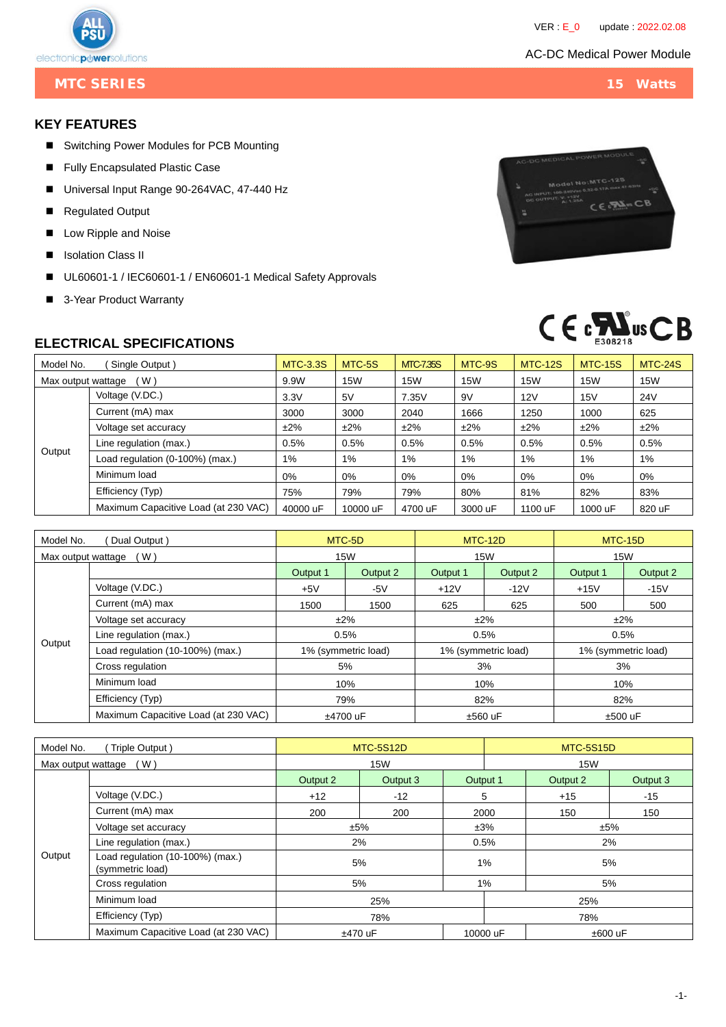VER : E_0 update : 2022.02.08

AC-DC Medical Power Module

# MTC SERIES 15 Watts

## KEY FEATURES

- Switching Power Modules for PCB Mounting
- Fully Encapsulated Plastic Case
- Universal Input Range 90-264VAC, 47-440 Hz
- Regulated Output
- Low Ripple and Noise
- Isolation Class II
- UL60601-1 / IEC60601-1 / EN60601-1 Medical Safety Approvals
- 3-Year Product Warranty

E308218

## ELECTRICAL SPECIFICATIONS

| Model No. ( Single Output ) | | MTC-3.3S | MTC-5S | MTC-7.35S | MTC-9S | MTC-12S | MTC-15S | MTC-24S |
|---|---|---|---|---|---|---|---|---|
| Max output wattage ( W ) | | 9.9W | 15W | 15W | 15W | 15W | 15W | 15W |
| Output | Voltage (V.DC.) | 3.3V | 5V | 7.35V | 9V | 12V | 15V | 24V |
| | Current (mA) max | 3000 | 3000 | 2040 | 1666 | 1250 | 1000 | 625 |
| | Voltage set accuracy | ±2% | ±2% | ±2% | ±2% | ±2% | ±2% | ±2% |
| | Line regulation (max.) | 0.5% | 0.5% | 0.5% | 0.5% | 0.5% | 0.5% | 0.5% |
| | Load regulation (0-100%) (max.) | 1% | 1% | 1% | 1% | 1% | 1% | 1% |
| | Minimum load | 0% | 0% | 0% | 0% | 0% | 0% | 0% |
| | Efficiency (Typ) | 75% | 79% | 79% | 80% | 81% | 82% | 83% |
| | Maximum Capacitive Load (at 230 VAC) | 40000 uF | 10000 uF | 4700 uF | 3000 uF | 1100 uF | 1000 uF | 820 uF |

| Model No. ( Dual Output ) | | MTC-5D | | MTC-12D | | MTC-15D | |
|---|---|---|---|---|---|---|---|
| Max output wattage ( W ) | | 15W | | 15W | | 15W | |
| Output | | Output 1 | Output 2 | Output 1 | Output 2 | Output 1 | Output 2 |
| | Voltage (V.DC.) | +5V | -5V | +12V | -12V | +15V | -15V |
| | Current (mA) max | 1500 | 1500 | 625 | 625 | 500 | 500 |
| | Voltage set accuracy | ±2% | | ±2% | | ±2% | |
| | Line regulation (max.) | 0.5% | | 0.5% | | 0.5% | |
| | Load regulation (10-100%) (max.) | 1% (symmetric load) | | 1% (symmetric load) | | 1% (symmetric load) | |
| | Cross regulation | 5% | | 3% | | 3% | |
| | Minimum load | 10% | | 10% | | 10% | |
| | Efficiency (Typ) | 79% | | 82% | | 82% | |
| | Maximum Capacitive Load (at 230 VAC) | ±4700 uF | | ±560 uF | | ±500 uF | |

| Model No. ( Triple Output ) | | MTC-5S12D | | MTC-5S15D | | |
|---|---|---|---|---|---|---|
| Max output wattage ( W ) | | 15W | | 15W | | |
| Output | | Output 2 | Output 3 | Output 1 | Output 2 | Output 3 |
| | Voltage (V.DC.) | +12 | -12 | 5 | +15 | -15 |
| | Current (mA) max | 200 | 200 | 2000 | 150 | 150 |
| | Voltage set accuracy | ±5% | | ±3% | ±5% | |
| | Line regulation (max.) | 2% | | 0.5% | 2% | |
| | Load regulation (10-100%) (max.) (symmetric load) | 5% | | 1% | 5% | |
| | Cross regulation | 5% | | 1% | 5% | |
| | Minimum load | 25% | | 25% | | |
| | Efficiency (Typ) | 78% | | 78% | | |
| | Maximum Capacitive Load (at 230 VAC) | ±470 uF | | 10000 uF | ±600 uF | |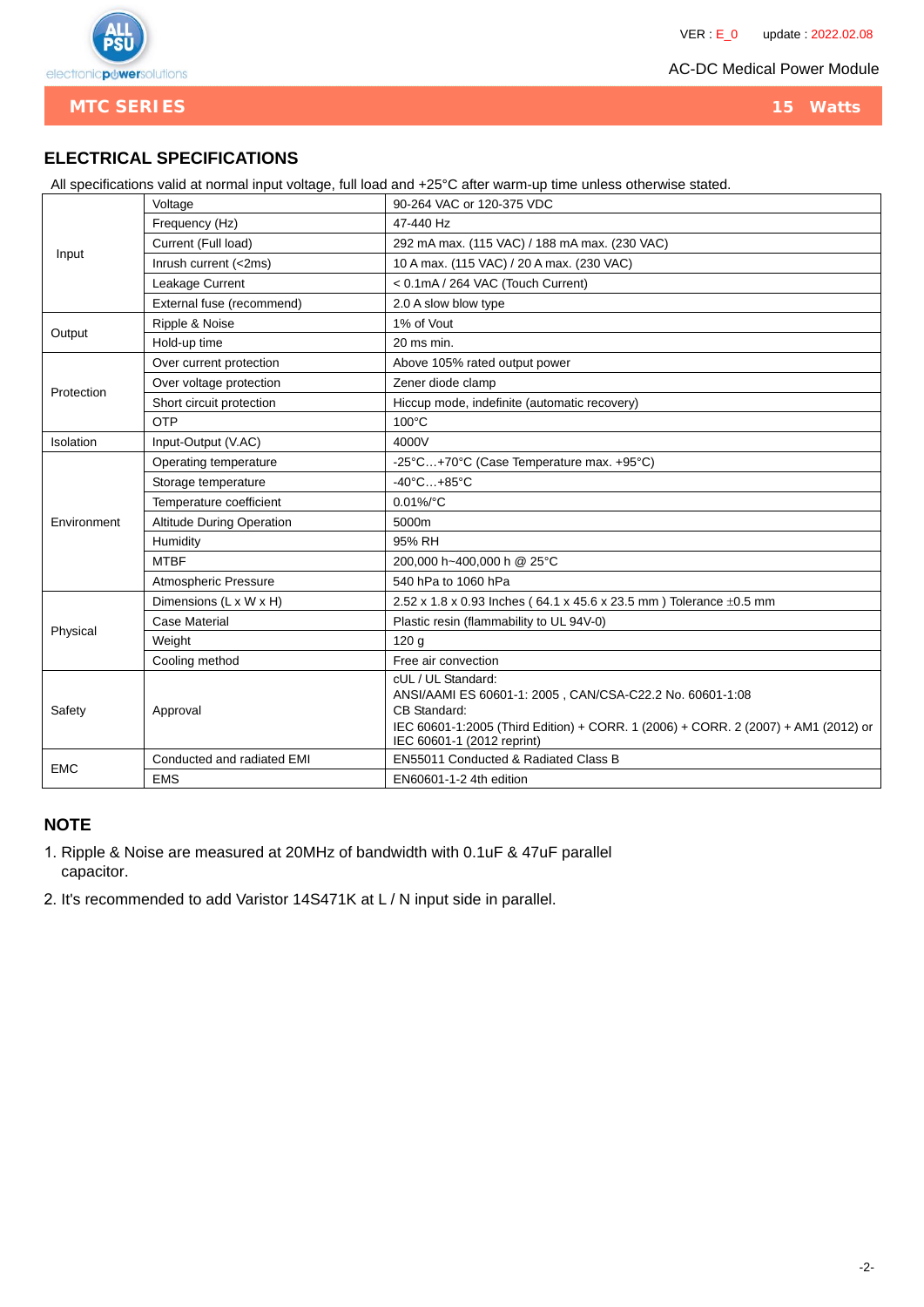## MTC SERIES — 15 Watts

AC-DC Medical Power Module

## ELECTRICAL SPECIFICATIONS

All specifications valid at normal input voltage, full load and +25°C after warm-up time unless otherwise stated.

| | | |
|---|---|---|
| Input | Voltage | 90-264 VAC or 120-375 VDC |
| | Frequency (Hz) | 47-440 Hz |
| | Current (Full load) | 292 mA max. (115 VAC) / 188 mA max. (230 VAC) |
| | Inrush current (<2ms) | 10 A max. (115 VAC) / 20 A max. (230 VAC) |
| | Leakage Current | < 0.1mA / 264 VAC (Touch Current) |
| | External fuse (recommend) | 2.0 A slow blow type |
| Output | Ripple & Noise | 1% of Vout |
| | Hold-up time | 20 ms min. |
| Protection | Over current protection | Above 105% rated output power |
| | Over voltage protection | Zener diode clamp |
| | Short circuit protection | Hiccup mode, indefinite (automatic recovery) |
| | OTP | 100°C |
| Isolation | Input-Output (V.AC) | 4000V |
| Environment | Operating temperature | -25°C…+70°C (Case Temperature max. +95°C) |
| | Storage temperature | -40°C…+85°C |
| | Temperature coefficient | 0.01%/°C |
| | Altitude During Operation | 5000m |
| | Humidity | 95% RH |
| | MTBF | 200,000 h~400,000 h @ 25°C |
| | Atmospheric Pressure | 540 hPa to 1060 hPa |
| Physical | Dimensions (L x W x H) | 2.52 x 1.8 x 0.93 Inches ( 64.1 x 45.6 x 23.5 mm ) Tolerance ±0.5 mm |
| | Case Material | Plastic resin (flammability to UL 94V-0) |
| | Weight | 120 g |
| | Cooling method | Free air convection |
| Safety | Approval | cUL / UL Standard:<br>ANSI/AAMI ES 60601-1: 2005 , CAN/CSA-C22.2 No. 60601-1:08<br>CB Standard:<br>IEC 60601-1:2005 (Third Edition) + CORR. 1 (2006) + CORR. 2 (2007) + AM1 (2012) or IEC 60601-1 (2012 reprint) |
| EMC | Conducted and radiated EMI | EN55011 Conducted & Radiated Class B |
| | EMS | EN60601-1-2 4th edition |

## NOTE

1. Ripple & Noise are measured at 20MHz of bandwidth with 0.1uF & 47uF parallel capacitor.
2. It's recommended to add Varistor 14S471K at L / N input side in parallel.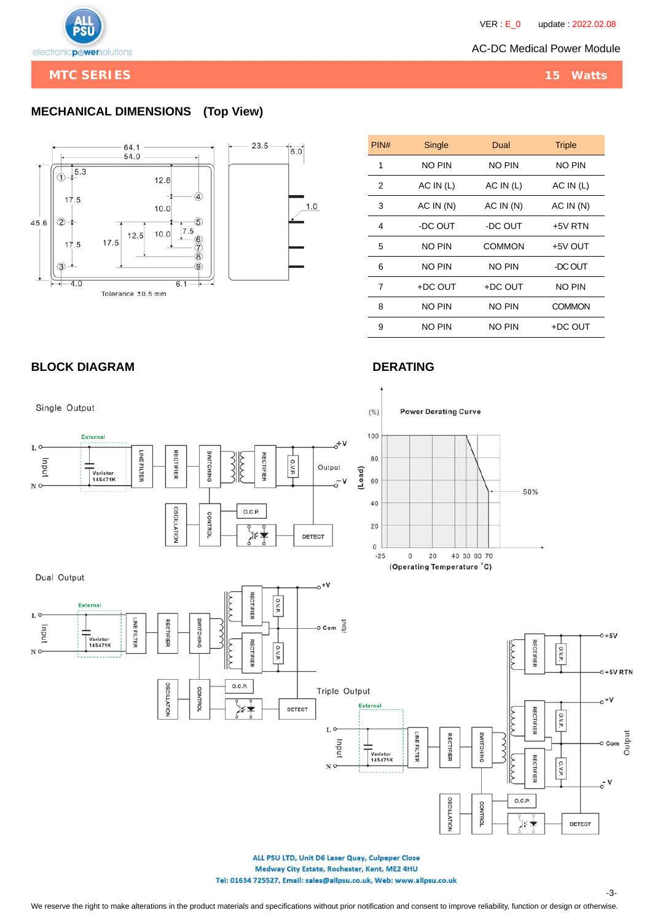VER : E_0 update : 2022.02.08

AC-DC Medical Power Module

**MTC SERIES** **15 Watts**

## MECHANICAL DIMENSIONS (Top View)

64.1
54.0
5.3
12.8
17.5
10.0
45.6
12.5
10.0
7.5
17.5
17.5
4.0
6.1
Tolerance ±0.5 mm
23.5
6.0
1.0

| PIN# | Single | Dual | Triple |
|---|---|---|---|
| 1 | NO PIN | NO PIN | NO PIN |
| 2 | AC IN (L) | AC IN (L) | AC IN (L) |
| 3 | AC IN (N) | AC IN (N) | AC IN (N) |
| 4 | -DC OUT | -DC OUT | +5V RTN |
| 5 | NO PIN | COMMON | +5V OUT |
| 6 | NO PIN | NO PIN | -DC OUT |
| 7 | +DC OUT | +DC OUT | NO PIN |
| 8 | NO PIN | NO PIN | COMMON |
| 9 | NO PIN | NO PIN | +DC OUT |

## BLOCK DIAGRAM

Single Output

Input L N External Varistor 14S471K LINE FILTER RECTIFIER SWITCHING RECTIFIER O.V.P. Output +V -V OSCILLATION CONTROL O.C.P. DETECT

Dual Output

Input L N External Varistor 14S471K LINE FILTER RECTIFIER SWITCHING RECTIFIER O.V.P. RECTIFIER O.V.P. +V Com OSCILLATION CONTROL O.C.P. DETECT

Triple Output

Input L N External Varistor 14S471K LINE FILTER RECTIFIER SWITCHING RECTIFIER O.V.P. +5V +5V RTN RECTIFIER O.V.P. +V Com RECTIFIER O.V.P. -V Output OSCILLATION CONTROL O.C.P. DETECT

## DERATING

Power Derating Curve

(%)
(Load)
100
80
60
40
20
0
50%
-25 0 20 40 50 60 70
(Operating Temperature °C)

ALL PSU LTD, Unit D6 Laser Quay, Culpeper Close
Medway City Estate, Rochester, Kent, ME2 4HU
Tel: 01634 725527, Email: sales@allpsu.co.uk, Web: www.allpsu.co.uk

We reserve the right to make alterations in the product materials and specifications without prior notification and consent to improve reliability, function or design or otherwise.